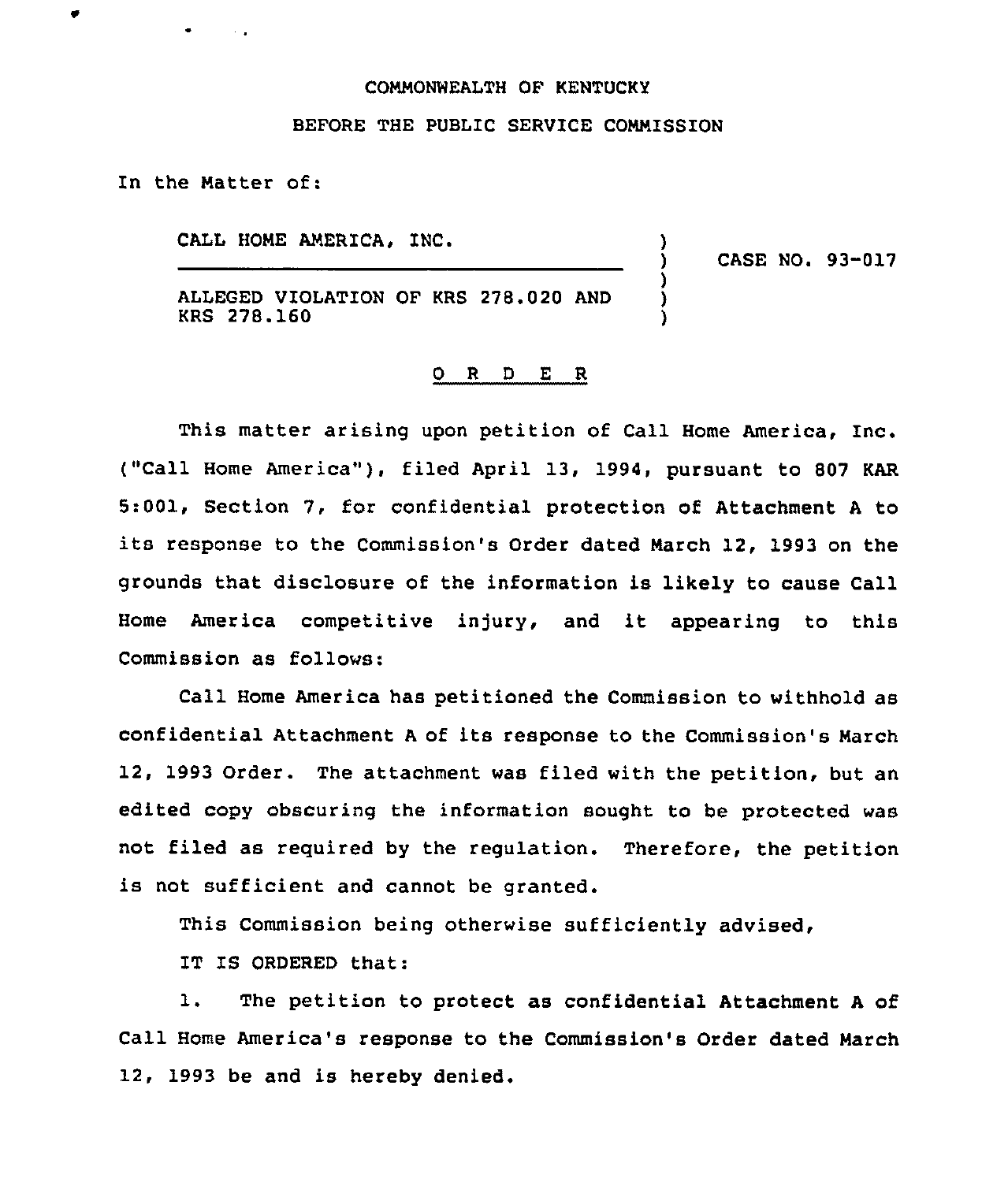COMMONWEALTH OF KENTUCKY

BEFORE THE PUBLIC SERVICE COMMISSION

In the Matter of:

| | | |
|---|---|---|
| CALL HOME AMERICA, INC.<br>ALLEGED VIOLATION OF KRS 278.020 AND KRS 278.160 | ) | CASE NO. 93-017 |

O R D E R

This matter arising upon petition of Call Home America, Inc. ("Call Home America"), filed April 13, 1994, pursuant to 807 KAR 5:001, Section 7, for confidential protection of Attachment A to its response to the Commission's Order dated March 12, 1993 on the grounds that disclosure of the information is likely to cause Call Home America competitive injury, and it appearing to this Commission as follows:

Call Home America has petitioned the Commission to withhold as confidential Attachment A of its response to the Commission's March 12, 1993 Order. The attachment was filed with the petition, but an edited copy obscuring the information sought to be protected was not filed as required by the regulation. Therefore, the petition is not sufficient and cannot be granted.

This Commission being otherwise sufficiently advised,

IT IS ORDERED that:

1. The petition to protect as confidential Attachment A of Call Home America's response to the Commission's Order dated March 12, 1993 be and is hereby denied.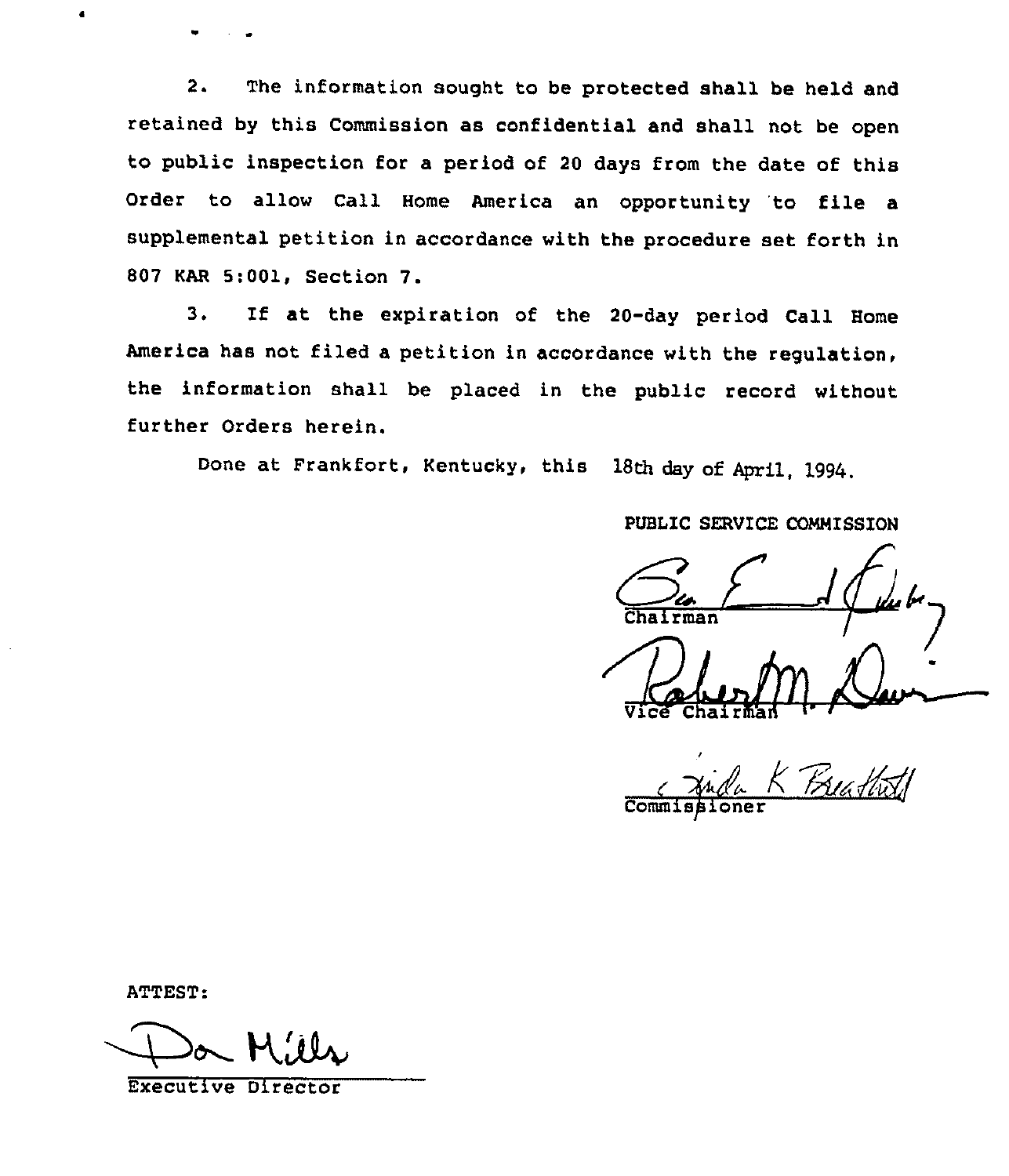2. The information sought to be protected shall be held and retained by this Commission as confidential and shall not be open to public inspection for a period of 20 days from the date of this Order to allow Call Home America an opportunity to file a supplemental petition in accordance with the procedure set forth in 807 KAR 5:001, Section 7.

3. If at the expiration of the 20-day period Call Home America has not filed a petition in accordance with the regulation, the information shall be placed in the public record without further Orders herein.

Done at Frankfort, Kentucky, this 18th day of April, 1994.

PUBLIC SERVICE COMMISSION

Chairman

Vice Chairman

Commissioner

ATTEST:

Executive Director